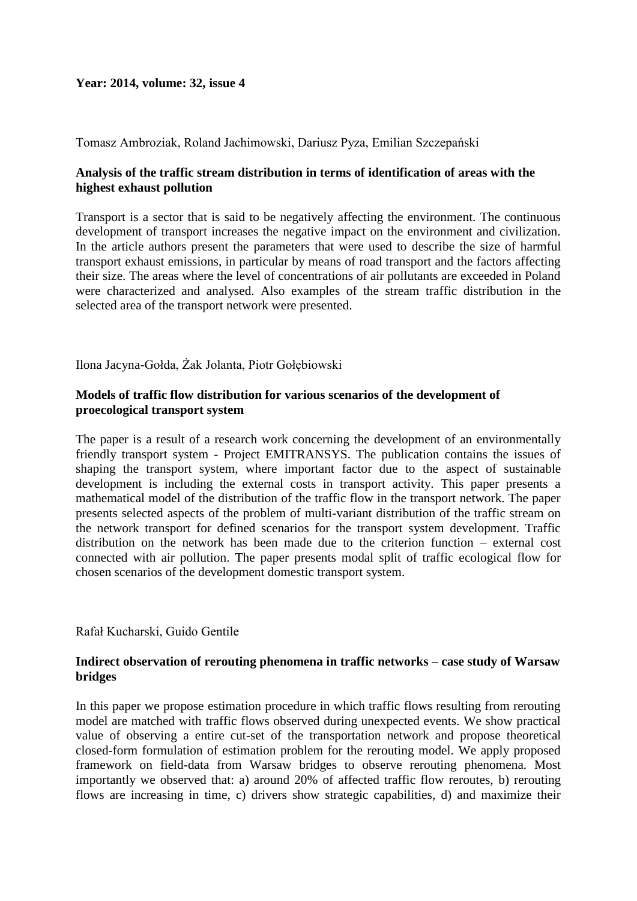**Year: 2014, volume: 32, issue 4**

Tomasz Ambroziak, Roland Jachimowski, Dariusz Pyza, Emilian Szczepański

**Analysis of the traffic stream distribution in terms of identification of areas with the highest exhaust pollution**

Transport is a sector that is said to be negatively affecting the environment. The continuous development of transport increases the negative impact on the environment and civilization. In the article authors present the parameters that were used to describe the size of harmful transport exhaust emissions, in particular by means of road transport and the factors affecting their size. The areas where the level of concentrations of air pollutants are exceeded in Poland were characterized and analysed. Also examples of the stream traffic distribution in the selected area of the transport network were presented.

Ilona Jacyna-Gołda, Żak Jolanta, Piotr Gołębiowski

**Models of traffic flow distribution for various scenarios of the development of proecological transport system**

The paper is a result of a research work concerning the development of an environmentally friendly transport system - Project EMITRANSYS. The publication contains the issues of shaping the transport system, where important factor due to the aspect of sustainable development is including the external costs in transport activity. This paper presents a mathematical model of the distribution of the traffic flow in the transport network. The paper presents selected aspects of the problem of multi-variant distribution of the traffic stream on the network transport for defined scenarios for the transport system development. Traffic distribution on the network has been made due to the criterion function – external cost connected with air pollution. The paper presents modal split of traffic ecological flow for chosen scenarios of the development domestic transport system.

Rafał Kucharski, Guido Gentile

**Indirect observation of rerouting phenomena in traffic networks – case study of Warsaw bridges**

In this paper we propose estimation procedure in which traffic flows resulting from rerouting model are matched with traffic flows observed during unexpected events. We show practical value of observing a entire cut-set of the transportation network and propose theoretical closed-form formulation of estimation problem for the rerouting model. We apply proposed framework on field-data from Warsaw bridges to observe rerouting phenomena. Most importantly we observed that: a) around 20% of affected traffic flow reroutes, b) rerouting flows are increasing in time, c) drivers show strategic capabilities, d) and maximize their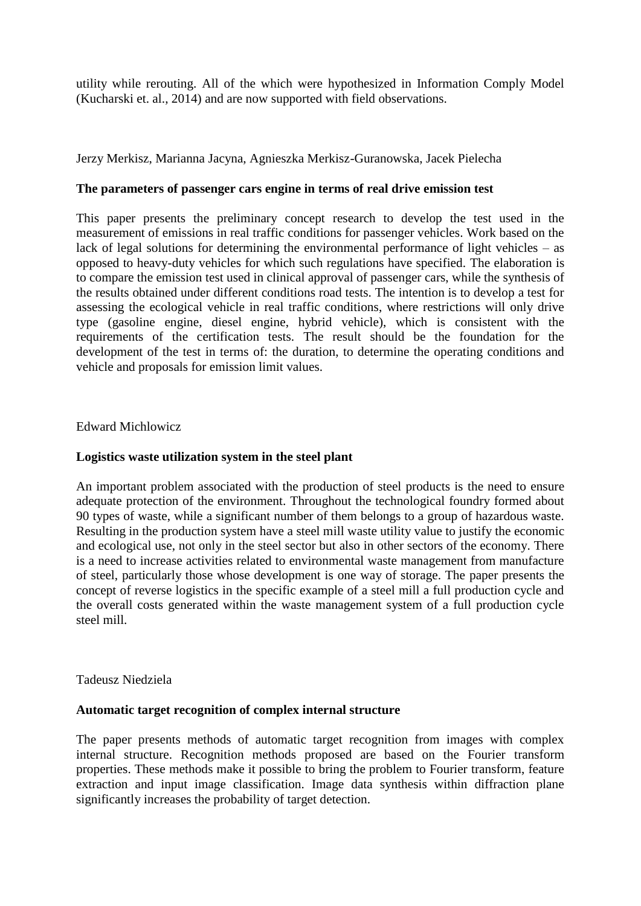utility while rerouting. All of the which were hypothesized in Information Comply Model (Kucharski et. al., 2014) and are now supported with field observations.

Jerzy Merkisz, Marianna Jacyna, Agnieszka Merkisz-Guranowska, Jacek Pielecha

**The parameters of passenger cars engine in terms of real drive emission test**

This paper presents the preliminary concept research to develop the test used in the measurement of emissions in real traffic conditions for passenger vehicles. Work based on the lack of legal solutions for determining the environmental performance of light vehicles – as opposed to heavy-duty vehicles for which such regulations have specified. The elaboration is to compare the emission test used in clinical approval of passenger cars, while the synthesis of the results obtained under different conditions road tests. The intention is to develop a test for assessing the ecological vehicle in real traffic conditions, where restrictions will only drive type (gasoline engine, diesel engine, hybrid vehicle), which is consistent with the requirements of the certification tests. The result should be the foundation for the development of the test in terms of: the duration, to determine the operating conditions and vehicle and proposals for emission limit values.

Edward Michlowicz

**Logistics waste utilization system in the steel plant**

An important problem associated with the production of steel products is the need to ensure adequate protection of the environment. Throughout the technological foundry formed about 90 types of waste, while a significant number of them belongs to a group of hazardous waste. Resulting in the production system have a steel mill waste utility value to justify the economic and ecological use, not only in the steel sector but also in other sectors of the economy. There is a need to increase activities related to environmental waste management from manufacture of steel, particularly those whose development is one way of storage. The paper presents the concept of reverse logistics in the specific example of a steel mill a full production cycle and the overall costs generated within the waste management system of a full production cycle steel mill.

Tadeusz Niedziela

**Automatic target recognition of complex internal structure**

The paper presents methods of automatic target recognition from images with complex internal structure. Recognition methods proposed are based on the Fourier transform properties. These methods make it possible to bring the problem to Fourier transform, feature extraction and input image classification. Image data synthesis within diffraction plane significantly increases the probability of target detection.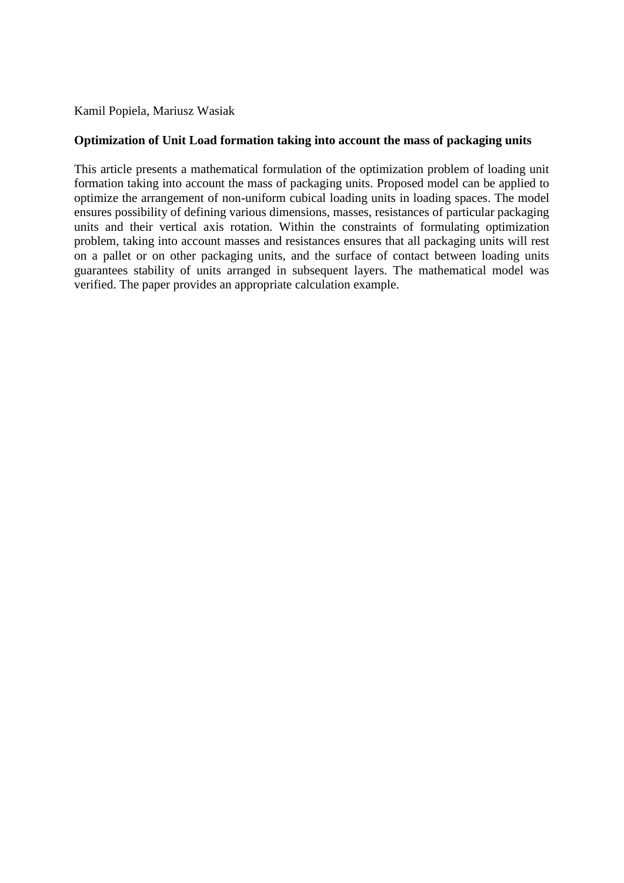Kamil Popiela, Mariusz Wasiak

**Optimization of Unit Load formation taking into account the mass of packaging units**

This article presents a mathematical formulation of the optimization problem of loading unit formation taking into account the mass of packaging units. Proposed model can be applied to optimize the arrangement of non-uniform cubical loading units in loading spaces. The model ensures possibility of defining various dimensions, masses, resistances of particular packaging units and their vertical axis rotation. Within the constraints of formulating optimization problem, taking into account masses and resistances ensures that all packaging units will rest on a pallet or on other packaging units, and the surface of contact between loading units guarantees stability of units arranged in subsequent layers. The mathematical model was verified. The paper provides an appropriate calculation example.